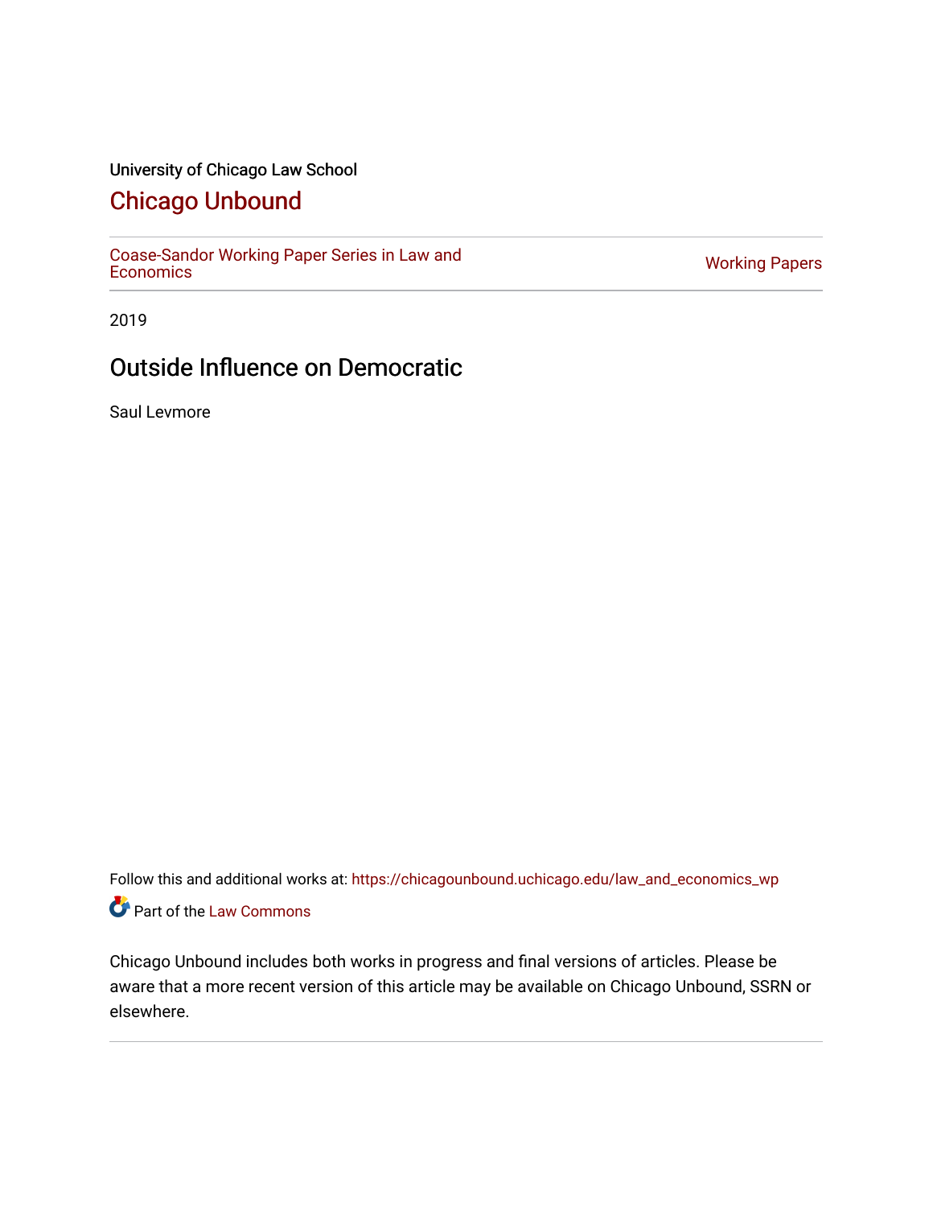University of Chicago Law School

## Chicago Unbound

Coase-Sandor Working Paper Series in Law and Economics

Working Papers

2019

# Outside Influence on Democratic

Saul Levmore

Follow this and additional works at: https://chicagounbound.uchicago.edu/law_and_economics_wp

Part of the Law Commons

Chicago Unbound includes both works in progress and final versions of articles. Please be aware that a more recent version of this article may be available on Chicago Unbound, SSRN or elsewhere.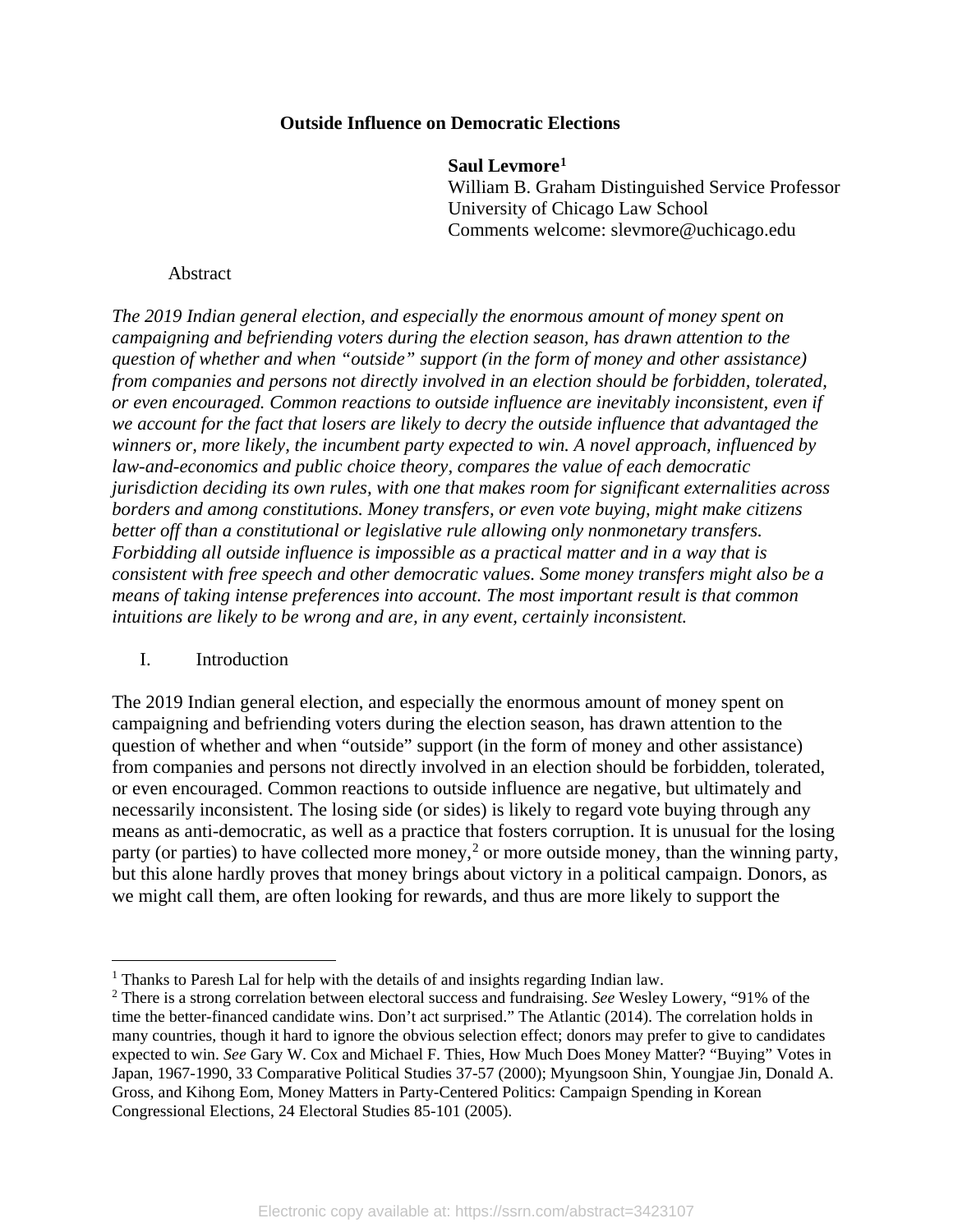**Outside Influence on Democratic Elections**

**Saul Levmore**[1]
William B. Graham Distinguished Service Professor
University of Chicago Law School
Comments welcome: slevmore@uchicago.edu

Abstract

*The 2019 Indian general election, and especially the enormous amount of money spent on campaigning and befriending voters during the election season, has drawn attention to the question of whether and when "outside" support (in the form of money and other assistance) from companies and persons not directly involved in an election should be forbidden, tolerated, or even encouraged. Common reactions to outside influence are inevitably inconsistent, even if we account for the fact that losers are likely to decry the outside influence that advantaged the winners or, more likely, the incumbent party expected to win. A novel approach, influenced by law-and-economics and public choice theory, compares the value of each democratic jurisdiction deciding its own rules, with one that makes room for significant externalities across borders and among constitutions. Money transfers, or even vote buying, might make citizens better off than a constitutional or legislative rule allowing only nonmonetary transfers. Forbidding all outside influence is impossible as a practical matter and in a way that is consistent with free speech and other democratic values. Some money transfers might also be a means of taking intense preferences into account. The most important result is that common intuitions are likely to be wrong and are, in any event, certainly inconsistent.*

## I. Introduction

The 2019 Indian general election, and especially the enormous amount of money spent on campaigning and befriending voters during the election season, has drawn attention to the question of whether and when "outside" support (in the form of money and other assistance) from companies and persons not directly involved in an election should be forbidden, tolerated, or even encouraged. Common reactions to outside influence are negative, but ultimately and necessarily inconsistent. The losing side (or sides) is likely to regard vote buying through any means as anti-democratic, as well as a practice that fosters corruption. It is unusual for the losing party (or parties) to have collected more money,[2] or more outside money, than the winning party, but this alone hardly proves that money brings about victory in a political campaign. Donors, as we might call them, are often looking for rewards, and thus are more likely to support the

---

[1] Thanks to Paresh Lal for help with the details of and insights regarding Indian law.

[2] There is a strong correlation between electoral success and fundraising. *See* Wesley Lowery, "91% of the time the better-financed candidate wins. Don't act surprised." The Atlantic (2014). The correlation holds in many countries, though it hard to ignore the obvious selection effect; donors may prefer to give to candidates expected to win. *See* Gary W. Cox and Michael F. Thies, How Much Does Money Matter? "Buying" Votes in Japan, 1967-1990, 33 Comparative Political Studies 37-57 (2000); Myungsoon Shin, Youngjae Jin, Donald A. Gross, and Kihong Eom, Money Matters in Party-Centered Politics: Campaign Spending in Korean Congressional Elections, 24 Electoral Studies 85-101 (2005).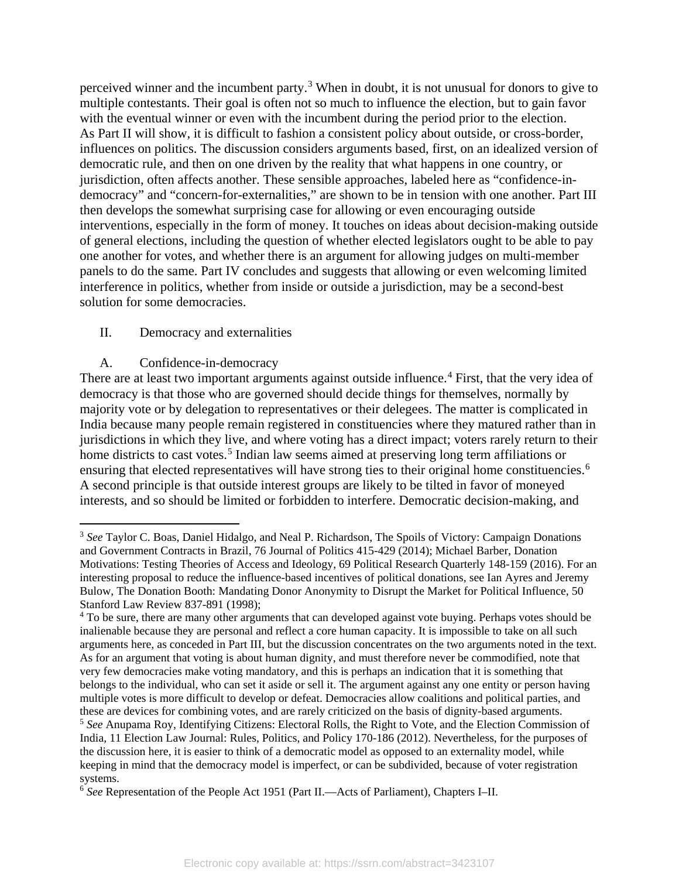perceived winner and the incumbent party.[3] When in doubt, it is not unusual for donors to give to multiple contestants. Their goal is often not so much to influence the election, but to gain favor with the eventual winner or even with the incumbent during the period prior to the election.

As Part II will show, it is difficult to fashion a consistent policy about outside, or cross-border, influences on politics. The discussion considers arguments based, first, on an idealized version of democratic rule, and then on one driven by the reality that what happens in one country, or jurisdiction, often affects another. These sensible approaches, labeled here as "confidence-in-democracy" and "concern-for-externalities," are shown to be in tension with one another. Part III then develops the somewhat surprising case for allowing or even encouraging outside interventions, especially in the form of money. It touches on ideas about decision-making outside of general elections, including the question of whether elected legislators ought to be able to pay one another for votes, and whether there is an argument for allowing judges on multi-member panels to do the same. Part IV concludes and suggests that allowing or even welcoming limited interference in politics, whether from inside or outside a jurisdiction, may be a second-best solution for some democracies.

## II. Democracy and externalities

### A. Confidence-in-democracy

There are at least two important arguments against outside influence.[4] First, that the very idea of democracy is that those who are governed should decide things for themselves, normally by majority vote or by delegation to representatives or their delegees. The matter is complicated in India because many people remain registered in constituencies where they matured rather than in jurisdictions in which they live, and where voting has a direct impact; voters rarely return to their home districts to cast votes.[5] Indian law seems aimed at preserving long term affiliations or ensuring that elected representatives will have strong ties to their original home constituencies.[6] A second principle is that outside interest groups are likely to be tilted in favor of moneyed interests, and so should be limited or forbidden to interfere. Democratic decision-making, and

---

[3] *See* Taylor C. Boas, Daniel Hidalgo, and Neal P. Richardson, The Spoils of Victory: Campaign Donations and Government Contracts in Brazil, 76 Journal of Politics 415-429 (2014); Michael Barber, Donation Motivations: Testing Theories of Access and Ideology, 69 Political Research Quarterly 148-159 (2016). For an interesting proposal to reduce the influence-based incentives of political donations, see Ian Ayres and Jeremy Bulow, The Donation Booth: Mandating Donor Anonymity to Disrupt the Market for Political Influence, 50 Stanford Law Review 837-891 (1998);

[4] To be sure, there are many other arguments that can developed against vote buying. Perhaps votes should be inalienable because they are personal and reflect a core human capacity. It is impossible to take on all such arguments here, as conceded in Part III, but the discussion concentrates on the two arguments noted in the text. As for an argument that voting is about human dignity, and must therefore never be commodified, note that very few democracies make voting mandatory, and this is perhaps an indication that it is something that belongs to the individual, who can set it aside or sell it. The argument against any one entity or person having multiple votes is more difficult to develop or defeat. Democracies allow coalitions and political parties, and these are devices for combining votes, and are rarely criticized on the basis of dignity-based arguments.

[5] *See* Anupama Roy, Identifying Citizens: Electoral Rolls, the Right to Vote, and the Election Commission of India, 11 Election Law Journal: Rules, Politics, and Policy 170-186 (2012). Nevertheless, for the purposes of the discussion here, it is easier to think of a democratic model as opposed to an externality model, while keeping in mind that the democracy model is imperfect, or can be subdivided, because of voter registration systems.

[6] *See* Representation of the People Act 1951 (Part II.—Acts of Parliament), Chapters I–II.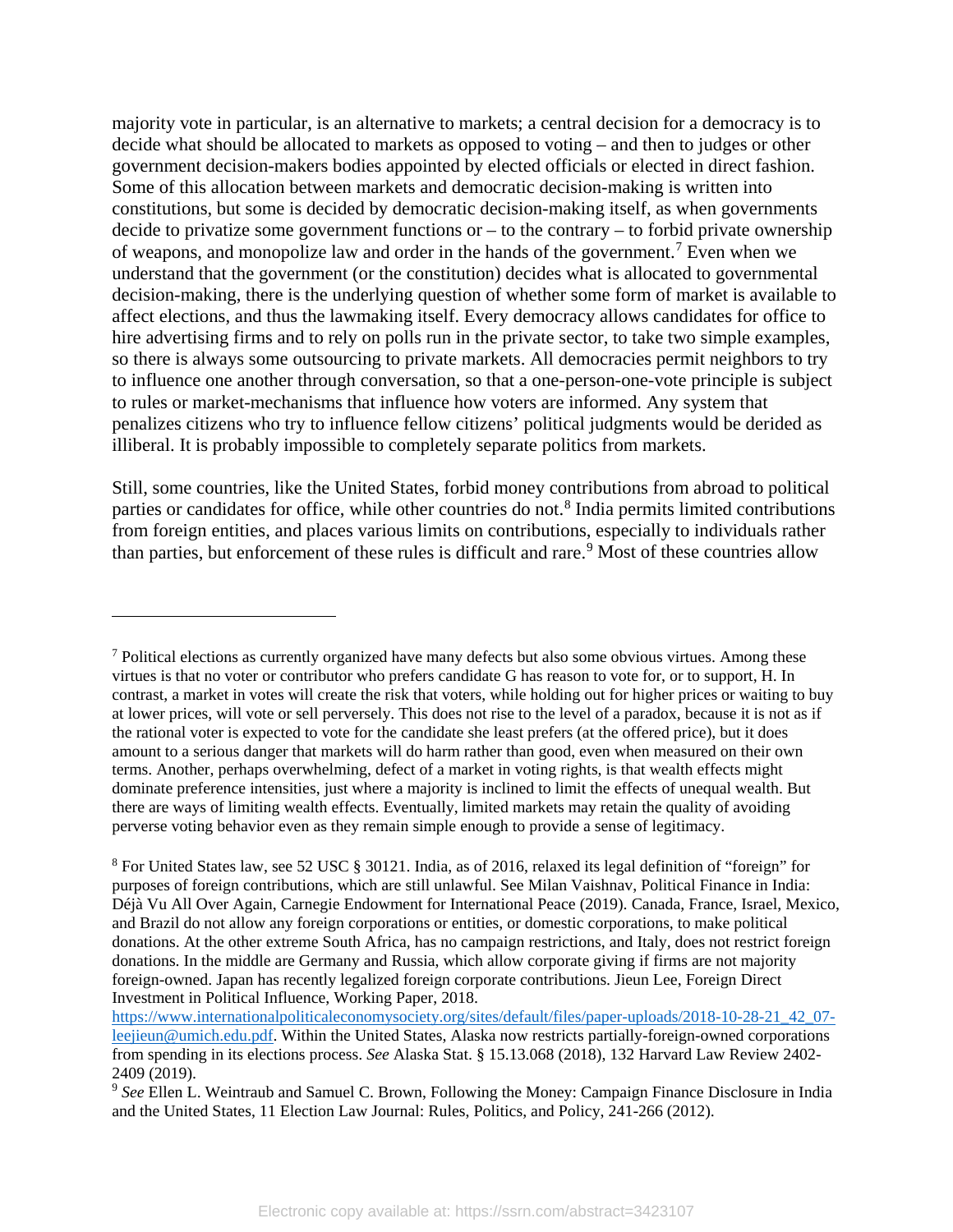majority vote in particular, is an alternative to markets; a central decision for a democracy is to decide what should be allocated to markets as opposed to voting – and then to judges or other government decision-makers bodies appointed by elected officials or elected in direct fashion. Some of this allocation between markets and democratic decision-making is written into constitutions, but some is decided by democratic decision-making itself, as when governments decide to privatize some government functions or – to the contrary – to forbid private ownership of weapons, and monopolize law and order in the hands of the government.[7] Even when we understand that the government (or the constitution) decides what is allocated to governmental decision-making, there is the underlying question of whether some form of market is available to affect elections, and thus the lawmaking itself. Every democracy allows candidates for office to hire advertising firms and to rely on polls run in the private sector, to take two simple examples, so there is always some outsourcing to private markets. All democracies permit neighbors to try to influence one another through conversation, so that a one-person-one-vote principle is subject to rules or market-mechanisms that influence how voters are informed. Any system that penalizes citizens who try to influence fellow citizens' political judgments would be derided as illiberal. It is probably impossible to completely separate politics from markets.

Still, some countries, like the United States, forbid money contributions from abroad to political parties or candidates for office, while other countries do not.[8] India permits limited contributions from foreign entities, and places various limits on contributions, especially to individuals rather than parties, but enforcement of these rules is difficult and rare.[9] Most of these countries allow

---

[7] Political elections as currently organized have many defects but also some obvious virtues. Among these virtues is that no voter or contributor who prefers candidate G has reason to vote for, or to support, H. In contrast, a market in votes will create the risk that voters, while holding out for higher prices or waiting to buy at lower prices, will vote or sell perversely. This does not rise to the level of a paradox, because it is not as if the rational voter is expected to vote for the candidate she least prefers (at the offered price), but it does amount to a serious danger that markets will do harm rather than good, even when measured on their own terms. Another, perhaps overwhelming, defect of a market in voting rights, is that wealth effects might dominate preference intensities, just where a majority is inclined to limit the effects of unequal wealth. But there are ways of limiting wealth effects. Eventually, limited markets may retain the quality of avoiding perverse voting behavior even as they remain simple enough to provide a sense of legitimacy.

[8] For United States law, see 52 USC § 30121. India, as of 2016, relaxed its legal definition of "foreign" for purposes of foreign contributions, which are still unlawful. See Milan Vaishnav, Political Finance in India: Déjà Vu All Over Again, Carnegie Endowment for International Peace (2019). Canada, France, Israel, Mexico, and Brazil do not allow any foreign corporations or entities, or domestic corporations, to make political donations. At the other extreme South Africa, has no campaign restrictions, and Italy, does not restrict foreign donations. In the middle are Germany and Russia, which allow corporate giving if firms are not majority foreign-owned. Japan has recently legalized foreign corporate contributions. Jieun Lee, Foreign Direct Investment in Political Influence, Working Paper, 2018. https://www.internationalpoliticaleconomysociety.org/sites/default/files/paper-uploads/2018-10-28-21_42_07-leejieun@umich.edu.pdf. Within the United States, Alaska now restricts partially-foreign-owned corporations from spending in its elections process. *See* Alaska Stat. § 15.13.068 (2018), 132 Harvard Law Review 2402-2409 (2019).

[9] *See* Ellen L. Weintraub and Samuel C. Brown, Following the Money: Campaign Finance Disclosure in India and the United States, 11 Election Law Journal: Rules, Politics, and Policy, 241-266 (2012).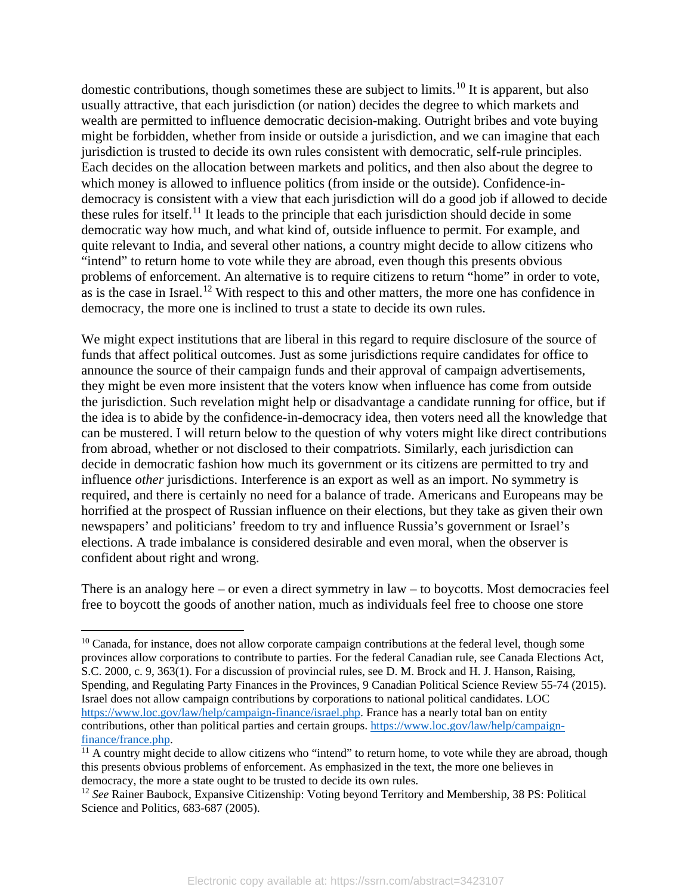domestic contributions, though sometimes these are subject to limits.[10] It is apparent, but also usually attractive, that each jurisdiction (or nation) decides the degree to which markets and wealth are permitted to influence democratic decision-making. Outright bribes and vote buying might be forbidden, whether from inside or outside a jurisdiction, and we can imagine that each jurisdiction is trusted to decide its own rules consistent with democratic, self-rule principles. Each decides on the allocation between markets and politics, and then also about the degree to which money is allowed to influence politics (from inside or the outside). Confidence-in-democracy is consistent with a view that each jurisdiction will do a good job if allowed to decide these rules for itself.[11] It leads to the principle that each jurisdiction should decide in some democratic way how much, and what kind of, outside influence to permit. For example, and quite relevant to India, and several other nations, a country might decide to allow citizens who "intend" to return home to vote while they are abroad, even though this presents obvious problems of enforcement. An alternative is to require citizens to return "home" in order to vote, as is the case in Israel.[12] With respect to this and other matters, the more one has confidence in democracy, the more one is inclined to trust a state to decide its own rules.

We might expect institutions that are liberal in this regard to require disclosure of the source of funds that affect political outcomes. Just as some jurisdictions require candidates for office to announce the source of their campaign funds and their approval of campaign advertisements, they might be even more insistent that the voters know when influence has come from outside the jurisdiction. Such revelation might help or disadvantage a candidate running for office, but if the idea is to abide by the confidence-in-democracy idea, then voters need all the knowledge that can be mustered. I will return below to the question of why voters might like direct contributions from abroad, whether or not disclosed to their compatriots. Similarly, each jurisdiction can decide in democratic fashion how much its government or its citizens are permitted to try and influence *other* jurisdictions. Interference is an export as well as an import. No symmetry is required, and there is certainly no need for a balance of trade. Americans and Europeans may be horrified at the prospect of Russian influence on their elections, but they take as given their own newspapers' and politicians' freedom to try and influence Russia's government or Israel's elections. A trade imbalance is considered desirable and even moral, when the observer is confident about right and wrong.

There is an analogy here – or even a direct symmetry in law – to boycotts. Most democracies feel free to boycott the goods of another nation, much as individuals feel free to choose one store

---

[10] Canada, for instance, does not allow corporate campaign contributions at the federal level, though some provinces allow corporations to contribute to parties. For the federal Canadian rule, see Canada Elections Act, S.C. 2000, c. 9, 363(1). For a discussion of provincial rules, see D. M. Brock and H. J. Hanson, Raising, Spending, and Regulating Party Finances in the Provinces, 9 Canadian Political Science Review 55-74 (2015). Israel does not allow campaign contributions by corporations to national political candidates. LOC https://www.loc.gov/law/help/campaign-finance/israel.php. France has a nearly total ban on entity contributions, other than political parties and certain groups. https://www.loc.gov/law/help/campaign-finance/france.php.

[11] A country might decide to allow citizens who "intend" to return home, to vote while they are abroad, though this presents obvious problems of enforcement. As emphasized in the text, the more one believes in democracy, the more a state ought to be trusted to decide its own rules.

[12] *See* Rainer Baubock, Expansive Citizenship: Voting beyond Territory and Membership, 38 PS: Political Science and Politics, 683-687 (2005).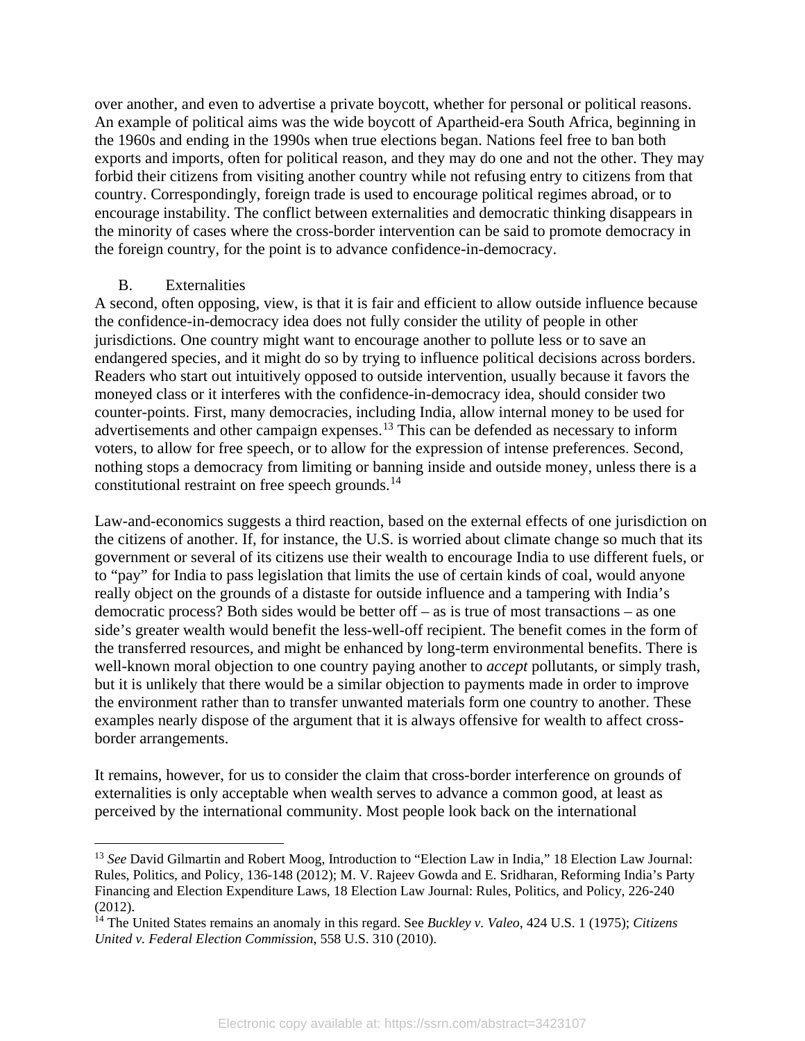over another, and even to advertise a private boycott, whether for personal or political reasons. An example of political aims was the wide boycott of Apartheid-era South Africa, beginning in the 1960s and ending in the 1990s when true elections began. Nations feel free to ban both exports and imports, often for political reason, and they may do one and not the other. They may forbid their citizens from visiting another country while not refusing entry to citizens from that country. Correspondingly, foreign trade is used to encourage political regimes abroad, or to encourage instability. The conflict between externalities and democratic thinking disappears in the minority of cases where the cross-border intervention can be said to promote democracy in the foreign country, for the point is to advance confidence-in-democracy.

## B. Externalities

A second, often opposing, view, is that it is fair and efficient to allow outside influence because the confidence-in-democracy idea does not fully consider the utility of people in other jurisdictions. One country might want to encourage another to pollute less or to save an endangered species, and it might do so by trying to influence political decisions across borders. Readers who start out intuitively opposed to outside intervention, usually because it favors the moneyed class or it interferes with the confidence-in-democracy idea, should consider two counter-points. First, many democracies, including India, allow internal money to be used for advertisements and other campaign expenses.[13] This can be defended as necessary to inform voters, to allow for free speech, or to allow for the expression of intense preferences. Second, nothing stops a democracy from limiting or banning inside and outside money, unless there is a constitutional restraint on free speech grounds.[14]

Law-and-economics suggests a third reaction, based on the external effects of one jurisdiction on the citizens of another. If, for instance, the U.S. is worried about climate change so much that its government or several of its citizens use their wealth to encourage India to use different fuels, or to "pay" for India to pass legislation that limits the use of certain kinds of coal, would anyone really object on the grounds of a distaste for outside influence and a tampering with India's democratic process? Both sides would be better off – as is true of most transactions – as one side's greater wealth would benefit the less-well-off recipient. The benefit comes in the form of the transferred resources, and might be enhanced by long-term environmental benefits. There is well-known moral objection to one country paying another to *accept* pollutants, or simply trash, but it is unlikely that there would be a similar objection to payments made in order to improve the environment rather than to transfer unwanted materials form one country to another. These examples nearly dispose of the argument that it is always offensive for wealth to affect cross-border arrangements.

It remains, however, for us to consider the claim that cross-border interference on grounds of externalities is only acceptable when wealth serves to advance a common good, at least as perceived by the international community. Most people look back on the international

---

[13] *See* David Gilmartin and Robert Moog, Introduction to "Election Law in India," 18 Election Law Journal: Rules, Politics, and Policy, 136-148 (2012); M. V. Rajeev Gowda and E. Sridharan, Reforming India's Party Financing and Election Expenditure Laws, 18 Election Law Journal: Rules, Politics, and Policy, 226-240 (2012).

[14] The United States remains an anomaly in this regard. See *Buckley v. Valeo*, 424 U.S. 1 (1975); *Citizens United v. Federal Election Commission*, 558 U.S. 310 (2010).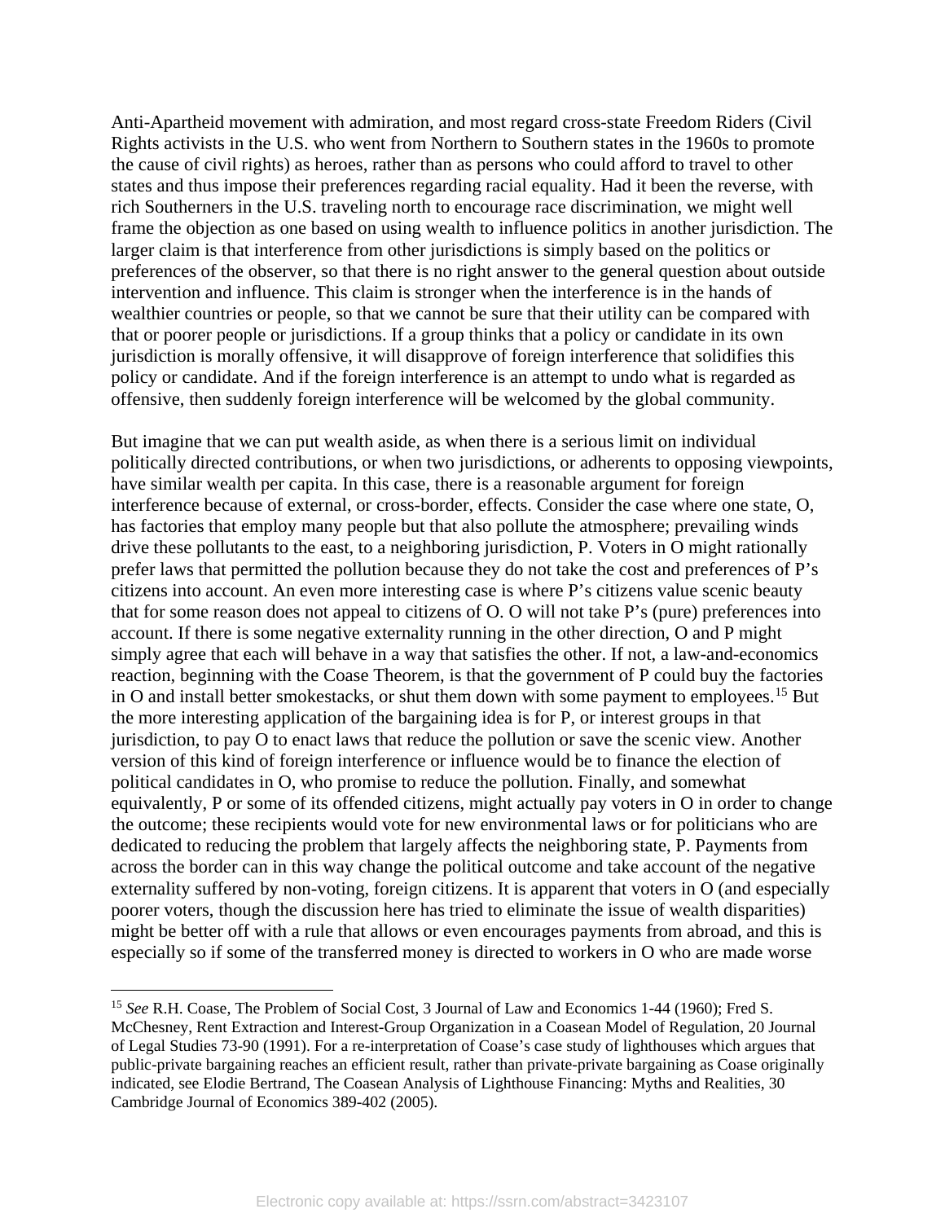Anti-Apartheid movement with admiration, and most regard cross-state Freedom Riders (Civil Rights activists in the U.S. who went from Northern to Southern states in the 1960s to promote the cause of civil rights) as heroes, rather than as persons who could afford to travel to other states and thus impose their preferences regarding racial equality. Had it been the reverse, with rich Southerners in the U.S. traveling north to encourage race discrimination, we might well frame the objection as one based on using wealth to influence politics in another jurisdiction. The larger claim is that interference from other jurisdictions is simply based on the politics or preferences of the observer, so that there is no right answer to the general question about outside intervention and influence. This claim is stronger when the interference is in the hands of wealthier countries or people, so that we cannot be sure that their utility can be compared with that or poorer people or jurisdictions. If a group thinks that a policy or candidate in its own jurisdiction is morally offensive, it will disapprove of foreign interference that solidifies this policy or candidate. And if the foreign interference is an attempt to undo what is regarded as offensive, then suddenly foreign interference will be welcomed by the global community.

But imagine that we can put wealth aside, as when there is a serious limit on individual politically directed contributions, or when two jurisdictions, or adherents to opposing viewpoints, have similar wealth per capita. In this case, there is a reasonable argument for foreign interference because of external, or cross-border, effects. Consider the case where one state, O, has factories that employ many people but that also pollute the atmosphere; prevailing winds drive these pollutants to the east, to a neighboring jurisdiction, P. Voters in O might rationally prefer laws that permitted the pollution because they do not take the cost and preferences of P's citizens into account. An even more interesting case is where P's citizens value scenic beauty that for some reason does not appeal to citizens of O. O will not take P's (pure) preferences into account. If there is some negative externality running in the other direction, O and P might simply agree that each will behave in a way that satisfies the other. If not, a law-and-economics reaction, beginning with the Coase Theorem, is that the government of P could buy the factories in O and install better smokestacks, or shut them down with some payment to employees.[15] But the more interesting application of the bargaining idea is for P, or interest groups in that jurisdiction, to pay O to enact laws that reduce the pollution or save the scenic view. Another version of this kind of foreign interference or influence would be to finance the election of political candidates in O, who promise to reduce the pollution. Finally, and somewhat equivalently, P or some of its offended citizens, might actually pay voters in O in order to change the outcome; these recipients would vote for new environmental laws or for politicians who are dedicated to reducing the problem that largely affects the neighboring state, P. Payments from across the border can in this way change the political outcome and take account of the negative externality suffered by non-voting, foreign citizens. It is apparent that voters in O (and especially poorer voters, though the discussion here has tried to eliminate the issue of wealth disparities) might be better off with a rule that allows or even encourages payments from abroad, and this is especially so if some of the transferred money is directed to workers in O who are made worse

---

[15] *See* R.H. Coase, The Problem of Social Cost, 3 Journal of Law and Economics 1-44 (1960); Fred S. McChesney, Rent Extraction and Interest-Group Organization in a Coasean Model of Regulation, 20 Journal of Legal Studies 73-90 (1991). For a re-interpretation of Coase's case study of lighthouses which argues that public-private bargaining reaches an efficient result, rather than private-private bargaining as Coase originally indicated, see Elodie Bertrand, The Coasean Analysis of Lighthouse Financing: Myths and Realities, 30 Cambridge Journal of Economics 389-402 (2005).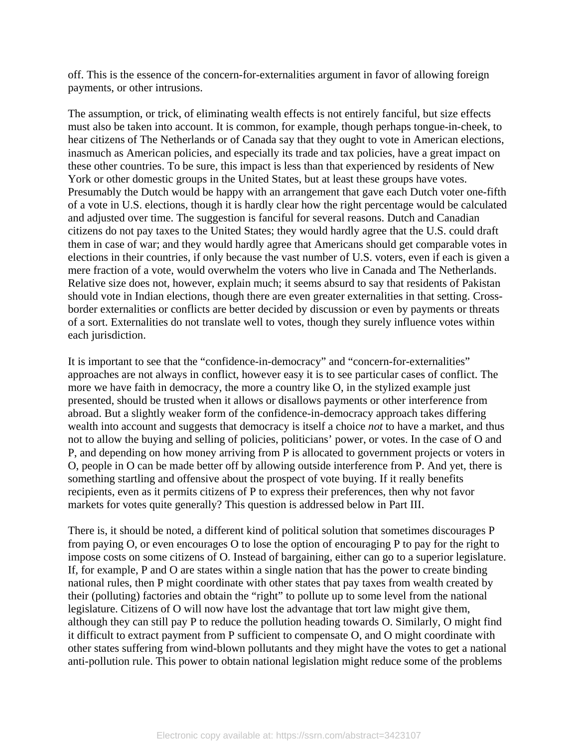off. This is the essence of the concern-for-externalities argument in favor of allowing foreign payments, or other intrusions.

The assumption, or trick, of eliminating wealth effects is not entirely fanciful, but size effects must also be taken into account. It is common, for example, though perhaps tongue-in-cheek, to hear citizens of The Netherlands or of Canada say that they ought to vote in American elections, inasmuch as American policies, and especially its trade and tax policies, have a great impact on these other countries. To be sure, this impact is less than that experienced by residents of New York or other domestic groups in the United States, but at least these groups have votes. Presumably the Dutch would be happy with an arrangement that gave each Dutch voter one-fifth of a vote in U.S. elections, though it is hardly clear how the right percentage would be calculated and adjusted over time. The suggestion is fanciful for several reasons. Dutch and Canadian citizens do not pay taxes to the United States; they would hardly agree that the U.S. could draft them in case of war; and they would hardly agree that Americans should get comparable votes in elections in their countries, if only because the vast number of U.S. voters, even if each is given a mere fraction of a vote, would overwhelm the voters who live in Canada and The Netherlands. Relative size does not, however, explain much; it seems absurd to say that residents of Pakistan should vote in Indian elections, though there are even greater externalities in that setting. Cross-border externalities or conflicts are better decided by discussion or even by payments or threats of a sort. Externalities do not translate well to votes, though they surely influence votes within each jurisdiction.

It is important to see that the "confidence-in-democracy" and "concern-for-externalities" approaches are not always in conflict, however easy it is to see particular cases of conflict. The more we have faith in democracy, the more a country like O, in the stylized example just presented, should be trusted when it allows or disallows payments or other interference from abroad. But a slightly weaker form of the confidence-in-democracy approach takes differing wealth into account and suggests that democracy is itself a choice *not* to have a market, and thus not to allow the buying and selling of policies, politicians' power, or votes. In the case of O and P, and depending on how money arriving from P is allocated to government projects or voters in O, people in O can be made better off by allowing outside interference from P. And yet, there is something startling and offensive about the prospect of vote buying. If it really benefits recipients, even as it permits citizens of P to express their preferences, then why not favor markets for votes quite generally? This question is addressed below in Part III.

There is, it should be noted, a different kind of political solution that sometimes discourages P from paying O, or even encourages O to lose the option of encouraging P to pay for the right to impose costs on some citizens of O. Instead of bargaining, either can go to a superior legislature. If, for example, P and O are states within a single nation that has the power to create binding national rules, then P might coordinate with other states that pay taxes from wealth created by their (polluting) factories and obtain the "right" to pollute up to some level from the national legislature. Citizens of O will now have lost the advantage that tort law might give them, although they can still pay P to reduce the pollution heading towards O. Similarly, O might find it difficult to extract payment from P sufficient to compensate O, and O might coordinate with other states suffering from wind-blown pollutants and they might have the votes to get a national anti-pollution rule. This power to obtain national legislation might reduce some of the problems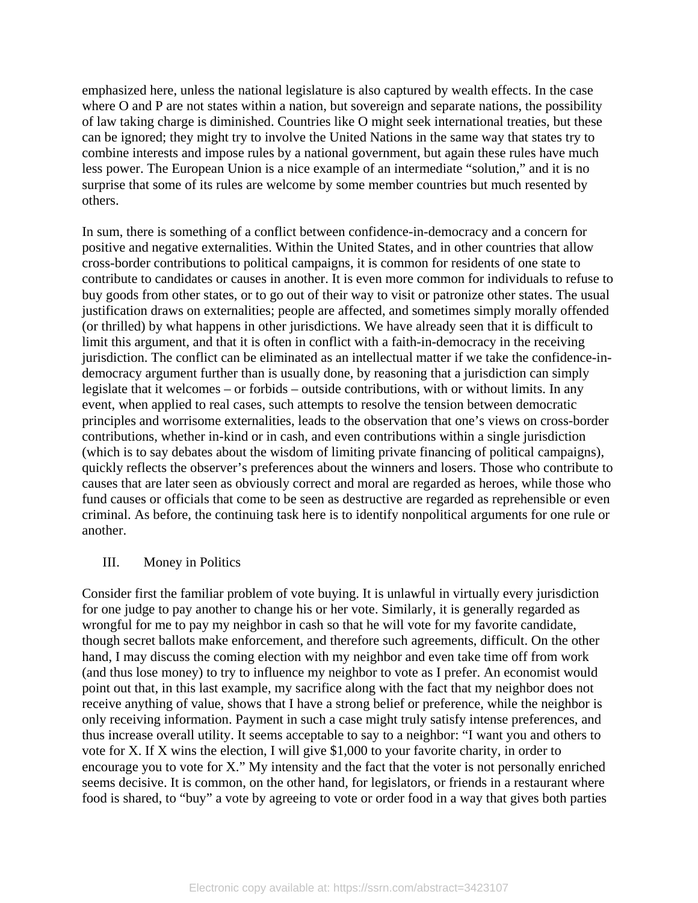emphasized here, unless the national legislature is also captured by wealth effects. In the case where O and P are not states within a nation, but sovereign and separate nations, the possibility of law taking charge is diminished. Countries like O might seek international treaties, but these can be ignored; they might try to involve the United Nations in the same way that states try to combine interests and impose rules by a national government, but again these rules have much less power. The European Union is a nice example of an intermediate "solution," and it is no surprise that some of its rules are welcome by some member countries but much resented by others.

In sum, there is something of a conflict between confidence-in-democracy and a concern for positive and negative externalities. Within the United States, and in other countries that allow cross-border contributions to political campaigns, it is common for residents of one state to contribute to candidates or causes in another. It is even more common for individuals to refuse to buy goods from other states, or to go out of their way to visit or patronize other states. The usual justification draws on externalities; people are affected, and sometimes simply morally offended (or thrilled) by what happens in other jurisdictions. We have already seen that it is difficult to limit this argument, and that it is often in conflict with a faith-in-democracy in the receiving jurisdiction. The conflict can be eliminated as an intellectual matter if we take the confidence-in-democracy argument further than is usually done, by reasoning that a jurisdiction can simply legislate that it welcomes – or forbids – outside contributions, with or without limits. In any event, when applied to real cases, such attempts to resolve the tension between democratic principles and worrisome externalities, leads to the observation that one's views on cross-border contributions, whether in-kind or in cash, and even contributions within a single jurisdiction (which is to say debates about the wisdom of limiting private financing of political campaigns), quickly reflects the observer's preferences about the winners and losers. Those who contribute to causes that are later seen as obviously correct and moral are regarded as heroes, while those who fund causes or officials that come to be seen as destructive are regarded as reprehensible or even criminal. As before, the continuing task here is to identify nonpolitical arguments for one rule or another.

## III. Money in Politics

Consider first the familiar problem of vote buying. It is unlawful in virtually every jurisdiction for one judge to pay another to change his or her vote. Similarly, it is generally regarded as wrongful for me to pay my neighbor in cash so that he will vote for my favorite candidate, though secret ballots make enforcement, and therefore such agreements, difficult. On the other hand, I may discuss the coming election with my neighbor and even take time off from work (and thus lose money) to try to influence my neighbor to vote as I prefer. An economist would point out that, in this last example, my sacrifice along with the fact that my neighbor does not receive anything of value, shows that I have a strong belief or preference, while the neighbor is only receiving information. Payment in such a case might truly satisfy intense preferences, and thus increase overall utility. It seems acceptable to say to a neighbor: "I want you and others to vote for X. If X wins the election, I will give $1,000 to your favorite charity, in order to encourage you to vote for X." My intensity and the fact that the voter is not personally enriched seems decisive. It is common, on the other hand, for legislators, or friends in a restaurant where food is shared, to "buy" a vote by agreeing to vote or order food in a way that gives both parties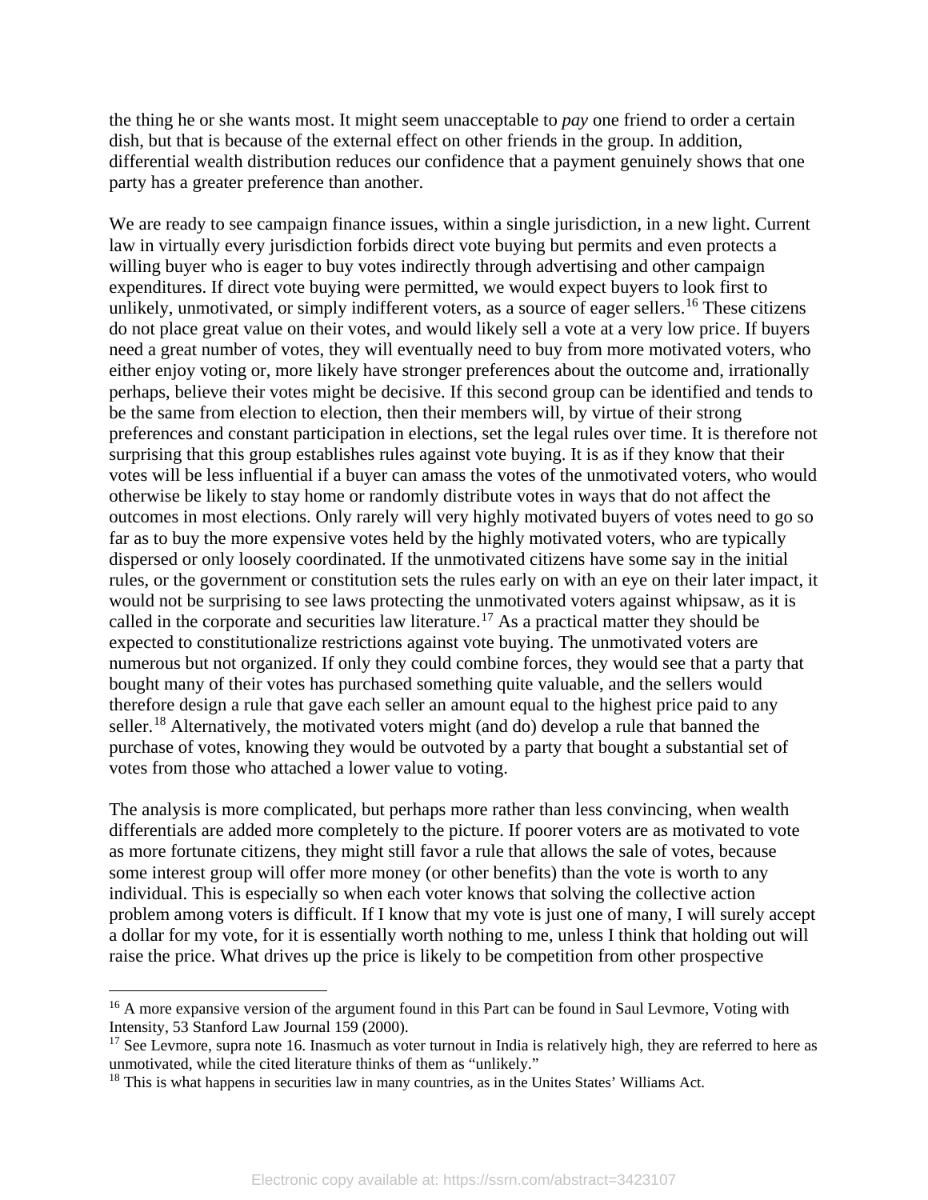the thing he or she wants most. It might seem unacceptable to *pay* one friend to order a certain dish, but that is because of the external effect on other friends in the group. In addition, differential wealth distribution reduces our confidence that a payment genuinely shows that one party has a greater preference than another.

We are ready to see campaign finance issues, within a single jurisdiction, in a new light. Current law in virtually every jurisdiction forbids direct vote buying but permits and even protects a willing buyer who is eager to buy votes indirectly through advertising and other campaign expenditures. If direct vote buying were permitted, we would expect buyers to look first to unlikely, unmotivated, or simply indifferent voters, as a source of eager sellers.[16] These citizens do not place great value on their votes, and would likely sell a vote at a very low price. If buyers need a great number of votes, they will eventually need to buy from more motivated voters, who either enjoy voting or, more likely have stronger preferences about the outcome and, irrationally perhaps, believe their votes might be decisive. If this second group can be identified and tends to be the same from election to election, then their members will, by virtue of their strong preferences and constant participation in elections, set the legal rules over time. It is therefore not surprising that this group establishes rules against vote buying. It is as if they know that their votes will be less influential if a buyer can amass the votes of the unmotivated voters, who would otherwise be likely to stay home or randomly distribute votes in ways that do not affect the outcomes in most elections. Only rarely will very highly motivated buyers of votes need to go so far as to buy the more expensive votes held by the highly motivated voters, who are typically dispersed or only loosely coordinated. If the unmotivated citizens have some say in the initial rules, or the government or constitution sets the rules early on with an eye on their later impact, it would not be surprising to see laws protecting the unmotivated voters against whipsaw, as it is called in the corporate and securities law literature.[17] As a practical matter they should be expected to constitutionalize restrictions against vote buying. The unmotivated voters are numerous but not organized. If only they could combine forces, they would see that a party that bought many of their votes has purchased something quite valuable, and the sellers would therefore design a rule that gave each seller an amount equal to the highest price paid to any seller.[18] Alternatively, the motivated voters might (and do) develop a rule that banned the purchase of votes, knowing they would be outvoted by a party that bought a substantial set of votes from those who attached a lower value to voting.

The analysis is more complicated, but perhaps more rather than less convincing, when wealth differentials are added more completely to the picture. If poorer voters are as motivated to vote as more fortunate citizens, they might still favor a rule that allows the sale of votes, because some interest group will offer more money (or other benefits) than the vote is worth to any individual. This is especially so when each voter knows that solving the collective action problem among voters is difficult. If I know that my vote is just one of many, I will surely accept a dollar for my vote, for it is essentially worth nothing to me, unless I think that holding out will raise the price. What drives up the price is likely to be competition from other prospective

---

[16] A more expansive version of the argument found in this Part can be found in Saul Levmore, Voting with Intensity, 53 Stanford Law Journal 159 (2000).

[17] See Levmore, supra note 16. Inasmuch as voter turnout in India is relatively high, they are referred to here as unmotivated, while the cited literature thinks of them as "unlikely."

[18] This is what happens in securities law in many countries, as in the Unites States' Williams Act.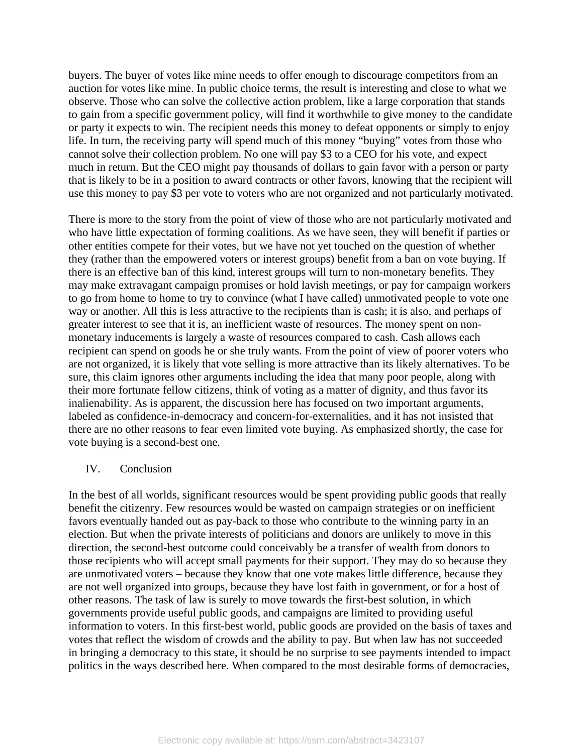buyers. The buyer of votes like mine needs to offer enough to discourage competitors from an auction for votes like mine. In public choice terms, the result is interesting and close to what we observe. Those who can solve the collective action problem, like a large corporation that stands to gain from a specific government policy, will find it worthwhile to give money to the candidate or party it expects to win. The recipient needs this money to defeat opponents or simply to enjoy life. In turn, the receiving party will spend much of this money "buying" votes from those who cannot solve their collection problem. No one will pay $3 to a CEO for his vote, and expect much in return. But the CEO might pay thousands of dollars to gain favor with a person or party that is likely to be in a position to award contracts or other favors, knowing that the recipient will use this money to pay $3 per vote to voters who are not organized and not particularly motivated.

There is more to the story from the point of view of those who are not particularly motivated and who have little expectation of forming coalitions. As we have seen, they will benefit if parties or other entities compete for their votes, but we have not yet touched on the question of whether they (rather than the empowered voters or interest groups) benefit from a ban on vote buying. If there is an effective ban of this kind, interest groups will turn to non-monetary benefits. They may make extravagant campaign promises or hold lavish meetings, or pay for campaign workers to go from home to home to try to convince (what I have called) unmotivated people to vote one way or another. All this is less attractive to the recipients than is cash; it is also, and perhaps of greater interest to see that it is, an inefficient waste of resources. The money spent on non-monetary inducements is largely a waste of resources compared to cash. Cash allows each recipient can spend on goods he or she truly wants. From the point of view of poorer voters who are not organized, it is likely that vote selling is more attractive than its likely alternatives. To be sure, this claim ignores other arguments including the idea that many poor people, along with their more fortunate fellow citizens, think of voting as a matter of dignity, and thus favor its inalienability. As is apparent, the discussion here has focused on two important arguments, labeled as confidence-in-democracy and concern-for-externalities, and it has not insisted that there are no other reasons to fear even limited vote buying. As emphasized shortly, the case for vote buying is a second-best one.

## IV. Conclusion

In the best of all worlds, significant resources would be spent providing public goods that really benefit the citizenry. Few resources would be wasted on campaign strategies or on inefficient favors eventually handed out as pay-back to those who contribute to the winning party in an election. But when the private interests of politicians and donors are unlikely to move in this direction, the second-best outcome could conceivably be a transfer of wealth from donors to those recipients who will accept small payments for their support. They may do so because they are unmotivated voters – because they know that one vote makes little difference, because they are not well organized into groups, because they have lost faith in government, or for a host of other reasons. The task of law is surely to move towards the first-best solution, in which governments provide useful public goods, and campaigns are limited to providing useful information to voters. In this first-best world, public goods are provided on the basis of taxes and votes that reflect the wisdom of crowds and the ability to pay. But when law has not succeeded in bringing a democracy to this state, it should be no surprise to see payments intended to impact politics in the ways described here. When compared to the most desirable forms of democracies,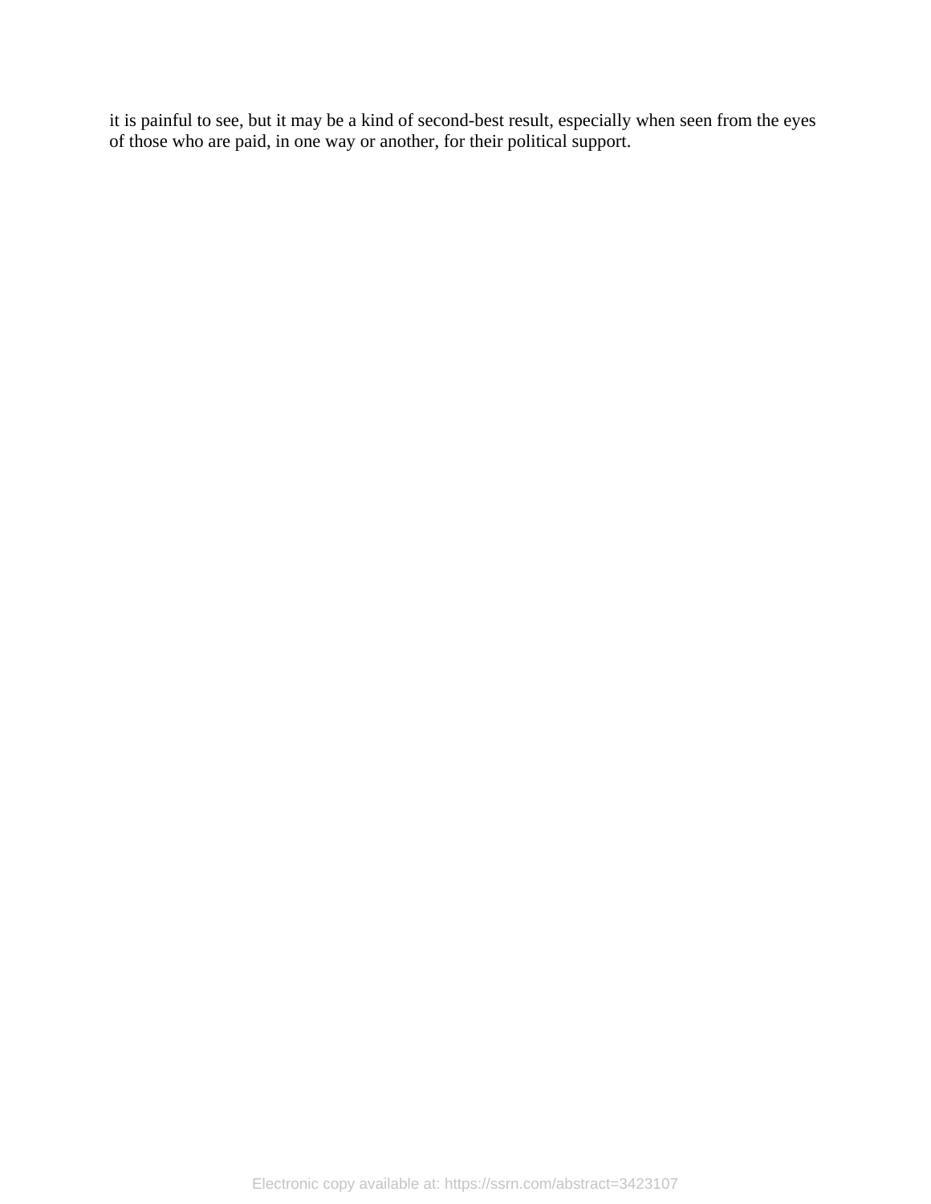it is painful to see, but it may be a kind of second-best result, especially when seen from the eyes of those who are paid, in one way or another, for their political support.